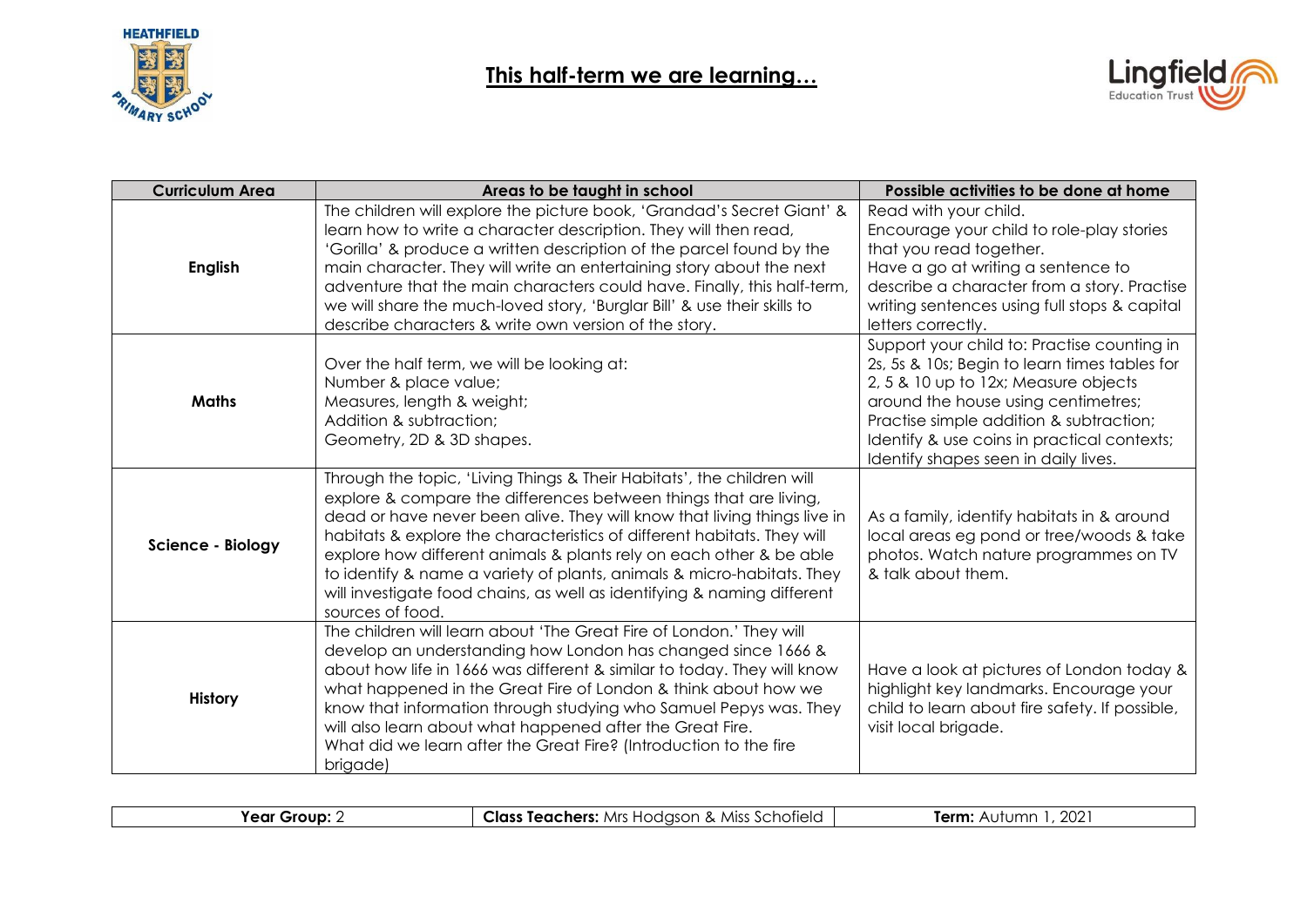HEATHFIELD PRIMARY SCHOOL

# This half-term we are learning…

Lingfield Education Trust

| Curriculum Area | Areas to be taught in school | Possible activities to be done at home |
|---|---|---|
| **English** | The children will explore the picture book, 'Grandad's Secret Giant' & learn how to write a character description. They will then read, 'Gorilla' & produce a written description of the parcel found by the main character. They will write an entertaining story about the next adventure that the main characters could have. Finally, this half-term, we will share the much-loved story, 'Burglar Bill' & use their skills to describe characters & write own version of the story. | Read with your child.<br>Encourage your child to role-play stories that you read together.<br>Have a go at writing a sentence to describe a character from a story. Practise writing sentences using full stops & capital letters correctly. |
| **Maths** | Over the half term, we will be looking at:<br>Number & place value;<br>Measures, length & weight;<br>Addition & subtraction;<br>Geometry, 2D & 3D shapes. | Support your child to: Practise counting in 2s, 5s & 10s; Begin to learn times tables for 2, 5 & 10 up to 12x; Measure objects around the house using centimetres; Practise simple addition & subtraction; Identify & use coins in practical contexts; Identify shapes seen in daily lives. |
| **Science - Biology** | Through the topic, 'Living Things & Their Habitats', the children will explore & compare the differences between things that are living, dead or have never been alive. They will know that living things live in habitats & explore the characteristics of different habitats. They will explore how different animals & plants rely on each other & be able to identify & name a variety of plants, animals & micro-habitats. They will investigate food chains, as well as identifying & naming different sources of food. | As a family, identify habitats in & around local areas eg pond or tree/woods & take photos. Watch nature programmes on TV & talk about them. |
| **History** | The children will learn about 'The Great Fire of London.' They will develop an understanding how London has changed since 1666 & about how life in 1666 was different & similar to today. They will know what happened in the Great Fire of London & think about how we know that information through studying who Samuel Pepys was. They will also learn about what happened after the Great Fire.<br>What did we learn after the Great Fire? (Introduction to the fire brigade) | Have a look at pictures of London today & highlight key landmarks. Encourage your child to learn about fire safety. If possible, visit local brigade. |

| **Year Group:** 2 | **Class Teachers:** Mrs Hodgson & Miss Schofield | **Term:** Autumn 1, 2021 |
|---|---|---|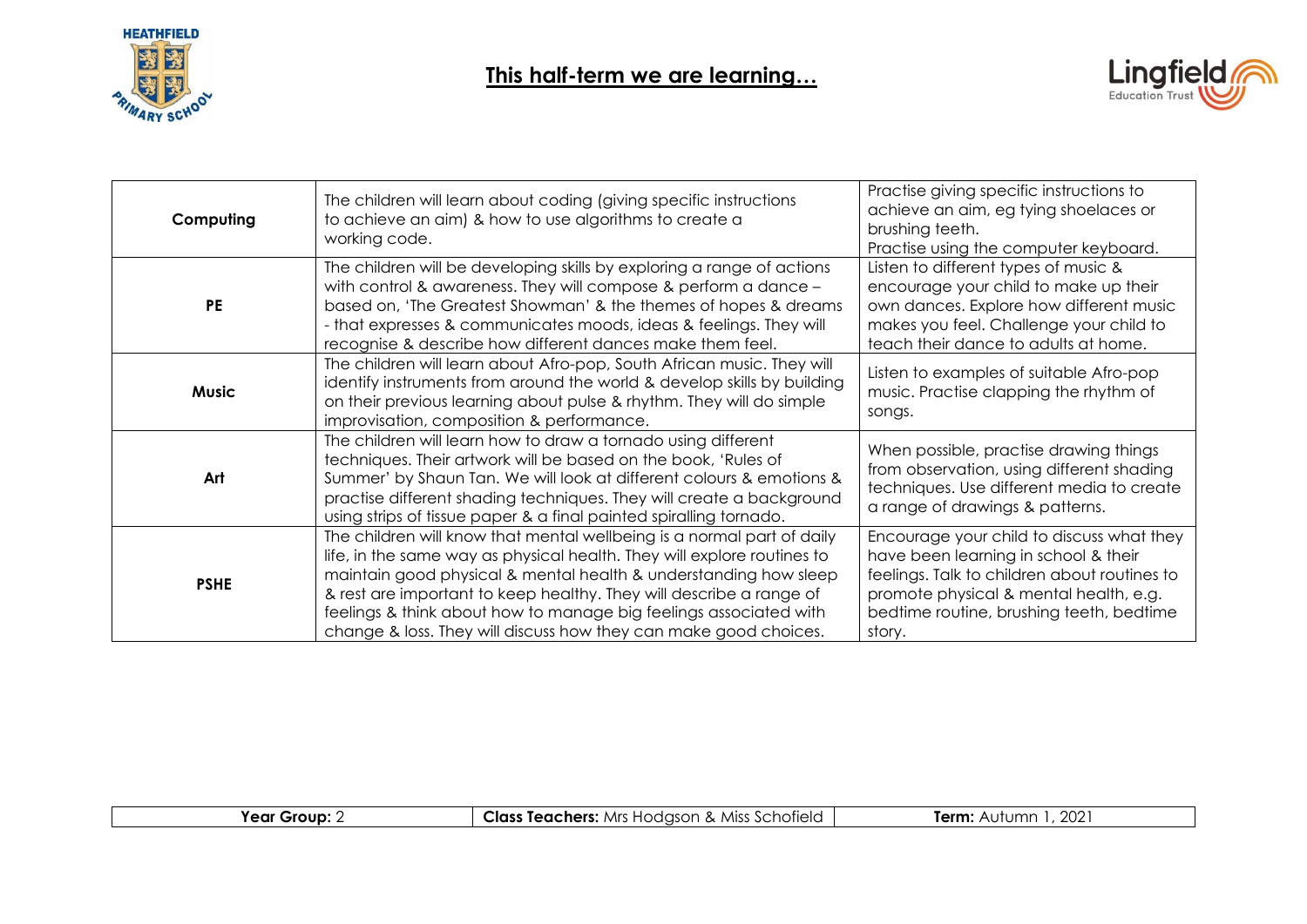# This half-term we are learning…

| | | |
|---|---|---|
| **Computing** | The children will learn about coding (giving specific instructions to achieve an aim) & how to use algorithms to create a working code. | Practise giving specific instructions to achieve an aim, eg tying shoelaces or brushing teeth. Practise using the computer keyboard. |
| **PE** | The children will be developing skills by exploring a range of actions with control & awareness. They will compose & perform a dance – based on, 'The Greatest Showman' & the themes of hopes & dreams - that expresses & communicates moods, ideas & feelings. They will recognise & describe how different dances make them feel. | Listen to different types of music & encourage your child to make up their own dances. Explore how different music makes you feel. Challenge your child to teach their dance to adults at home. |
| **Music** | The children will learn about Afro-pop, South African music. They will identify instruments from around the world & develop skills by building on their previous learning about pulse & rhythm. They will do simple improvisation, composition & performance. | Listen to examples of suitable Afro-pop music. Practise clapping the rhythm of songs. |
| **Art** | The children will learn how to draw a tornado using different techniques. Their artwork will be based on the book, 'Rules of Summer' by Shaun Tan. We will look at different colours & emotions & practise different shading techniques. They will create a background using strips of tissue paper & a final painted spiralling tornado. | When possible, practise drawing things from observation, using different shading techniques. Use different media to create a range of drawings & patterns. |
| **PSHE** | The children will know that mental wellbeing is a normal part of daily life, in the same way as physical health. They will explore routines to maintain good physical & mental health & understanding how sleep & rest are important to keep healthy. They will describe a range of feelings & think about how to manage big feelings associated with change & loss. They will discuss how they can make good choices. | Encourage your child to discuss what they have been learning in school & their feelings. Talk to children about routines to promote physical & mental health, e.g. bedtime routine, brushing teeth, bedtime story. |

| **Year Group:** 2 | **Class Teachers:** Mrs Hodgson & Miss Schofield | **Term:** Autumn 1, 2021 |
|---|---|---|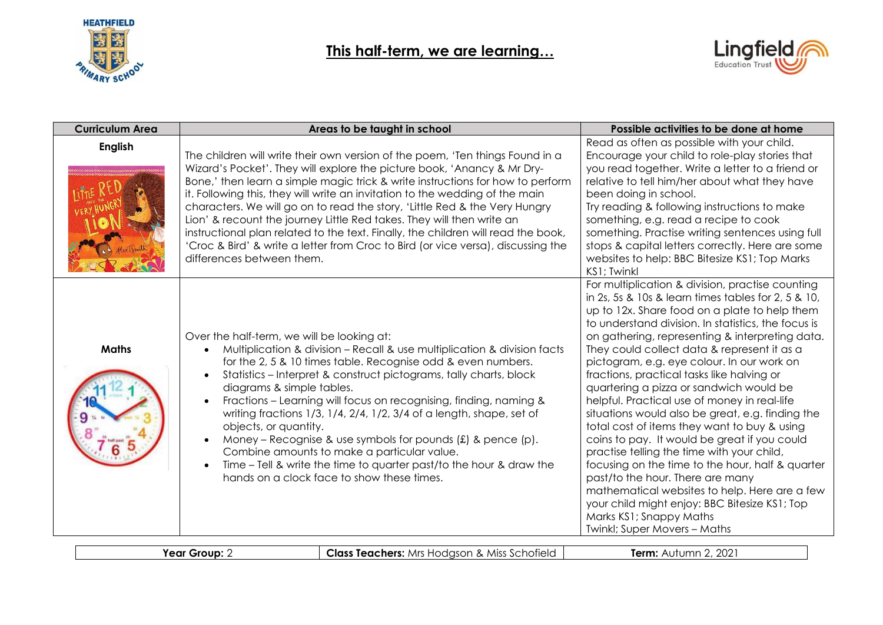# This half-term, we are learning…

| Curriculum Area | Areas to be taught in school | Possible activities to be done at home |
| --- | --- | --- |
| **English** | The children will write their own version of the poem, 'Ten things Found in a Wizard's Pocket'. They will explore the picture book, 'Anancy & Mr Dry-Bone,' then learn a simple magic trick & write instructions for how to perform it. Following this, they will write an invitation to the wedding of the main characters. We will go on to read the story, 'Little Red & the Very Hungry Lion' & recount the journey Little Red takes. They will then write an instructional plan related to the text. Finally, the children will read the book, 'Croc & Bird' & write a letter from Croc to Bird (or vice versa), discussing the differences between them. | Read as often as possible with your child. Encourage your child to role-play stories that you read together. Write a letter to a friend or relative to tell him/her about what they have been doing in school. Try reading & following instructions to make something, e.g. read a recipe to cook something. Practise writing sentences using full stops & capital letters correctly. Here are some websites to help: BBC Bitesize KS1; Top Marks KS1; Twinkl |
| **Maths** | Over the half-term, we will be looking at:<br>• Multiplication & division – Recall & use multiplication & division facts for the 2, 5 & 10 times table. Recognise odd & even numbers.<br>• Statistics – Interpret & construct pictograms, tally charts, block diagrams & simple tables.<br>• Fractions – Learning will focus on recognising, finding, naming & writing fractions 1/3, 1/4, 2/4, 1/2, 3/4 of a length, shape, set of objects, or quantity.<br>• Money – Recognise & use symbols for pounds (£) & pence (p). Combine amounts to make a particular value.<br>• Time – Tell & write the time to quarter past/to the hour & draw the hands on a clock face to show these times. | For multiplication & division, practise counting in 2s, 5s & 10s & learn times tables for 2, 5 & 10, up to 12x. Share food on a plate to help them to understand division. In statistics, the focus is on gathering, representing & interpreting data. They could collect data & represent it as a pictogram, e.g. eye colour. In our work on fractions, practical tasks like halving or quartering a pizza or sandwich would be helpful. Practical use of money in real-life situations would also be great, e.g. finding the total cost of items they want to buy & using coins to pay. It would be great if you could practise telling the time with your child, focusing on the time to the hour, half & quarter past/to the hour. There are many mathematical websites to help. Here are a few your child might enjoy: BBC Bitesize KS1; Top Marks KS1; Snappy Maths<br>Twinkl; Super Movers – Maths |

| **Year Group:** 2 | **Class Teachers:** Mrs Hodgson & Miss Schofield | **Term:** Autumn 2, 2021 |
| --- | --- | --- |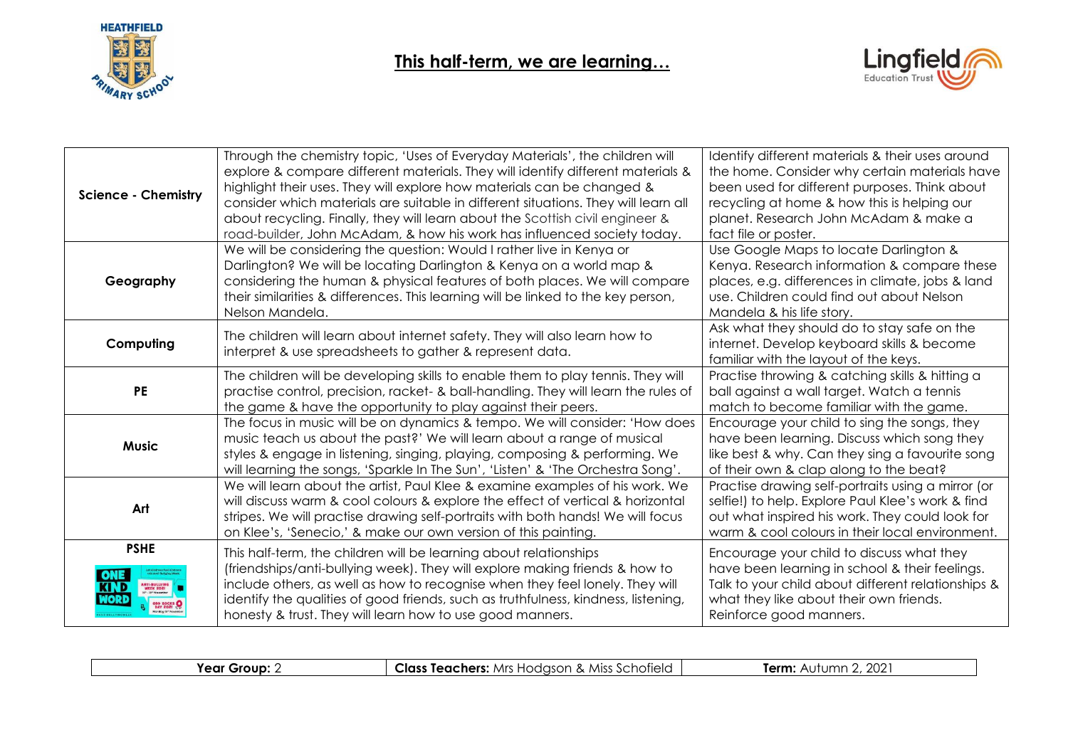## This half-term, we are learning…

| | | |
|---|---|---|
| **Science - Chemistry** | Through the chemistry topic, 'Uses of Everyday Materials', the children will explore & compare different materials. They will identify different materials & highlight their uses. They will explore how materials can be changed & consider which materials are suitable in different situations. They will learn all about recycling. Finally, they will learn about the Scottish civil engineer & road-builder, John McAdam, & how his work has influenced society today. | Identify different materials & their uses around the home. Consider why certain materials have been used for different purposes. Think about recycling at home & how this is helping our planet. Research John McAdam & make a fact file or poster. |
| **Geography** | We will be considering the question: Would I rather live in Kenya or Darlington? We will be locating Darlington & Kenya on a world map & considering the human & physical features of both places. We will compare their similarities & differences. This learning will be linked to the key person, Nelson Mandela. | Use Google Maps to locate Darlington & Kenya. Research information & compare these places, e.g. differences in climate, jobs & land use. Children could find out about Nelson Mandela & his life story. |
| **Computing** | The children will learn about internet safety. They will also learn how to interpret & use spreadsheets to gather & represent data. | Ask what they should do to stay safe on the internet. Develop keyboard skills & become familiar with the layout of the keys. |
| **PE** | The children will be developing skills to enable them to play tennis. They will practise control, precision, racket- & ball-handling. They will learn the rules of the game & have the opportunity to play against their peers. | Practise throwing & catching skills & hitting a ball against a wall target. Watch a tennis match to become familiar with the game. |
| **Music** | The focus in music will be on dynamics & tempo. We will consider: 'How does music teach us about the past?' We will learn about a range of musical styles & engage in listening, singing, playing, composing & performing. We will learning the songs, 'Sparkle In The Sun', 'Listen' & 'The Orchestra Song'. | Encourage your child to sing the songs, they have been learning. Discuss which song they like best & why. Can they sing a favourite song of their own & clap along to the beat? |
| **Art** | We will learn about the artist, Paul Klee & examine examples of his work. We will discuss warm & cool colours & explore the effect of vertical & horizontal stripes. We will practise drawing self-portraits with both hands! We will focus on Klee's, 'Senecio,' & make our own version of this painting. | Practise drawing self-portraits using a mirror (or selfie!) to help. Explore Paul Klee's work & find out what inspired his work. They could look for warm & cool colours in their local environment. |
| **PSHE** | This half-term, the children will be learning about relationships (friendships/anti-bullying week). They will explore making friends & how to include others, as well as how to recognise when they feel lonely. They will identify the qualities of good friends, such as truthfulness, kindness, listening, honesty & trust. They will learn how to use good manners. | Encourage your child to discuss what they have been learning in school & their feelings. Talk to your child about different relationships & what they like about their own friends. Reinforce good manners. |

| | | |
|---|---|---|
| **Year Group:** 2 | **Class Teachers:** Mrs Hodgson & Miss Schofield | **Term:** Autumn 2, 2021 |